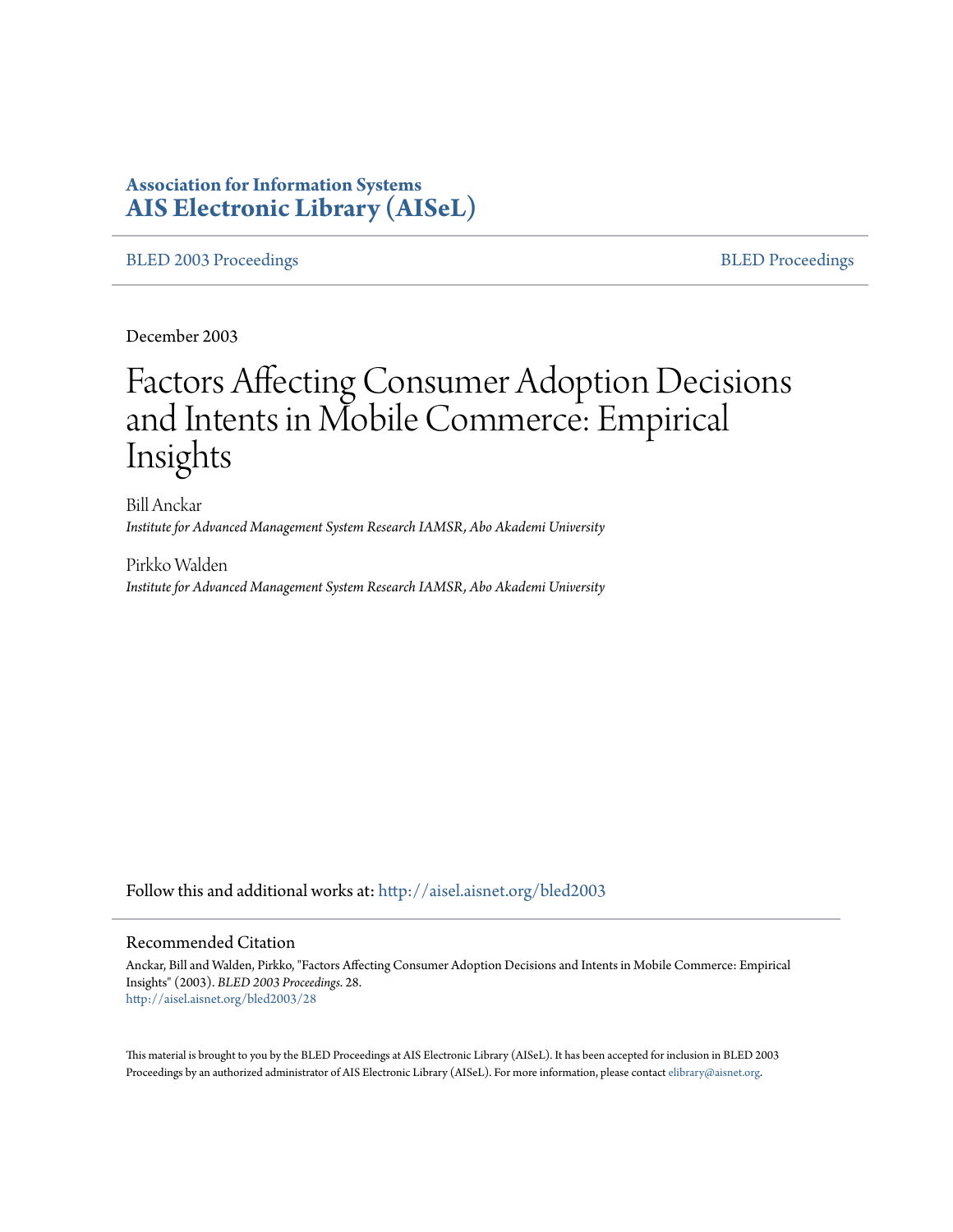**Association for Information Systems**
**AIS Electronic Library (AISeL)**

BLED 2003 Proceedings | BLED Proceedings

December 2003

# Factors Affecting Consumer Adoption Decisions and Intents in Mobile Commerce: Empirical Insights

Bill Anckar
*Institute for Advanced Management System Research IAMSR, Abo Akademi University*

Pirkko Walden
*Institute for Advanced Management System Research IAMSR, Abo Akademi University*

Follow this and additional works at: http://aisel.aisnet.org/bled2003

## Recommended Citation

Anckar, Bill and Walden, Pirkko, "Factors Affecting Consumer Adoption Decisions and Intents in Mobile Commerce: Empirical Insights" (2003). *BLED 2003 Proceedings*. 28.
http://aisel.aisnet.org/bled2003/28

This material is brought to you by the BLED Proceedings at AIS Electronic Library (AISeL). It has been accepted for inclusion in BLED 2003 Proceedings by an authorized administrator of AIS Electronic Library (AISeL). For more information, please contact elibrary@aisnet.org.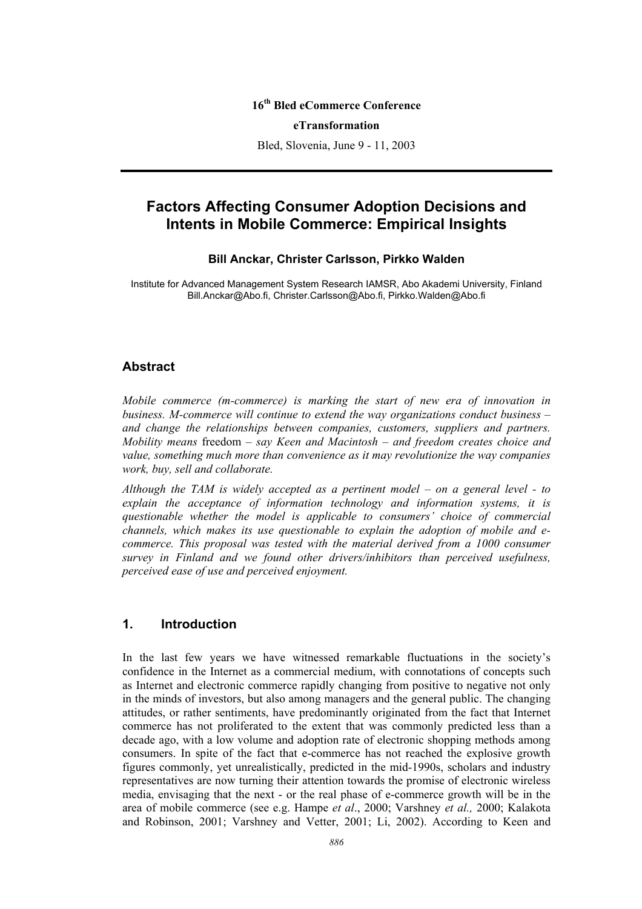16[th] Bled eCommerce Conference

**eTransformation**

Bled, Slovenia, June 9 - 11, 2003

# Factors Affecting Consumer Adoption Decisions and Intents in Mobile Commerce: Empirical Insights

**Bill Anckar, Christer Carlsson, Pirkko Walden**

Institute for Advanced Management System Research IAMSR, Abo Akademi University, Finland
Bill.Anckar@Abo.fi, Christer.Carlsson@Abo.fi, Pirkko.Walden@Abo.fi

## Abstract

*Mobile commerce (m-commerce) is marking the start of new era of innovation in business. M-commerce will continue to extend the way organizations conduct business – and change the relationships between companies, customers, suppliers and partners. Mobility means* freedom *– say Keen and Macintosh – and freedom creates choice and value, something much more than convenience as it may revolutionize the way companies work, buy, sell and collaborate.*

*Although the TAM is widely accepted as a pertinent model – on a general level - to explain the acceptance of information technology and information systems, it is questionable whether the model is applicable to consumers' choice of commercial channels, which makes its use questionable to explain the adoption of mobile and e-commerce. This proposal was tested with the material derived from a 1000 consumer survey in Finland and we found other drivers/inhibitors than perceived usefulness, perceived ease of use and perceived enjoyment.*

## 1. Introduction

In the last few years we have witnessed remarkable fluctuations in the society's confidence in the Internet as a commercial medium, with connotations of concepts such as Internet and electronic commerce rapidly changing from positive to negative not only in the minds of investors, but also among managers and the general public. The changing attitudes, or rather sentiments, have predominantly originated from the fact that Internet commerce has not proliferated to the extent that was commonly predicted less than a decade ago, with a low volume and adoption rate of electronic shopping methods among consumers. In spite of the fact that e-commerce has not reached the explosive growth figures commonly, yet unrealistically, predicted in the mid-1990s, scholars and industry representatives are now turning their attention towards the promise of electronic wireless media, envisaging that the next - or the real phase of e-commerce growth will be in the area of mobile commerce (see e.g. Hampe *et al*., 2000; Varshney *et al.,* 2000; Kalakota and Robinson, 2001; Varshney and Vetter, 2001; Li, 2002). According to Keen and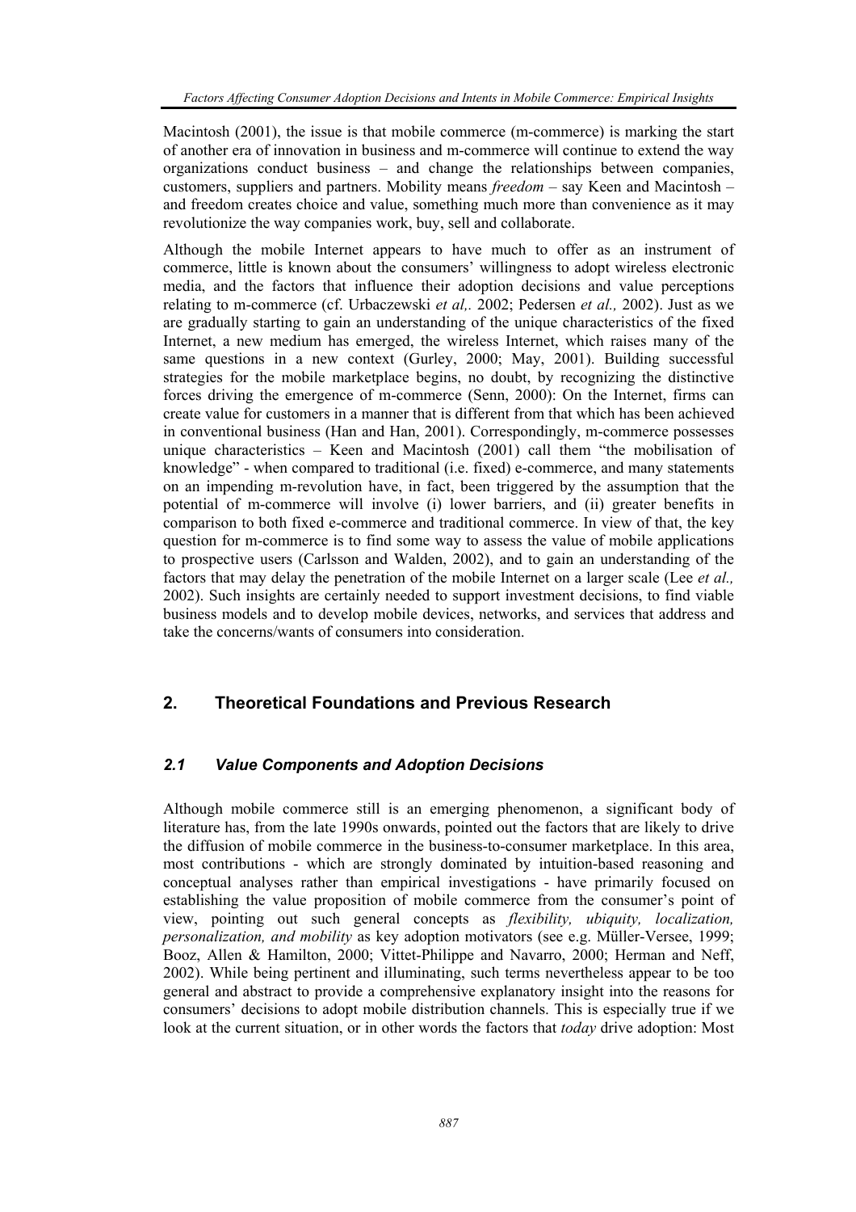Macintosh (2001), the issue is that mobile commerce (m-commerce) is marking the start of another era of innovation in business and m-commerce will continue to extend the way organizations conduct business – and change the relationships between companies, customers, suppliers and partners. Mobility means *freedom* – say Keen and Macintosh – and freedom creates choice and value, something much more than convenience as it may revolutionize the way companies work, buy, sell and collaborate.

Although the mobile Internet appears to have much to offer as an instrument of commerce, little is known about the consumers' willingness to adopt wireless electronic media, and the factors that influence their adoption decisions and value perceptions relating to m-commerce (cf. Urbaczewski *et al,.* 2002; Pedersen *et al.,* 2002). Just as we are gradually starting to gain an understanding of the unique characteristics of the fixed Internet, a new medium has emerged, the wireless Internet, which raises many of the same questions in a new context (Gurley, 2000; May, 2001). Building successful strategies for the mobile marketplace begins, no doubt, by recognizing the distinctive forces driving the emergence of m-commerce (Senn, 2000): On the Internet, firms can create value for customers in a manner that is different from that which has been achieved in conventional business (Han and Han, 2001). Correspondingly, m-commerce possesses unique characteristics – Keen and Macintosh (2001) call them "the mobilisation of knowledge" - when compared to traditional (i.e. fixed) e-commerce, and many statements on an impending m-revolution have, in fact, been triggered by the assumption that the potential of m-commerce will involve (i) lower barriers, and (ii) greater benefits in comparison to both fixed e-commerce and traditional commerce. In view of that, the key question for m-commerce is to find some way to assess the value of mobile applications to prospective users (Carlsson and Walden, 2002), and to gain an understanding of the factors that may delay the penetration of the mobile Internet on a larger scale (Lee *et al.,* 2002). Such insights are certainly needed to support investment decisions, to find viable business models and to develop mobile devices, networks, and services that address and take the concerns/wants of consumers into consideration.

## 2. Theoretical Foundations and Previous Research

### *2.1 Value Components and Adoption Decisions*

Although mobile commerce still is an emerging phenomenon, a significant body of literature has, from the late 1990s onwards, pointed out the factors that are likely to drive the diffusion of mobile commerce in the business-to-consumer marketplace. In this area, most contributions - which are strongly dominated by intuition-based reasoning and conceptual analyses rather than empirical investigations - have primarily focused on establishing the value proposition of mobile commerce from the consumer's point of view, pointing out such general concepts as *flexibility, ubiquity, localization, personalization, and mobility* as key adoption motivators (see e.g. Müller-Versee, 1999; Booz, Allen & Hamilton, 2000; Vittet-Philippe and Navarro, 2000; Herman and Neff, 2002). While being pertinent and illuminating, such terms nevertheless appear to be too general and abstract to provide a comprehensive explanatory insight into the reasons for consumers' decisions to adopt mobile distribution channels. This is especially true if we look at the current situation, or in other words the factors that *today* drive adoption: Most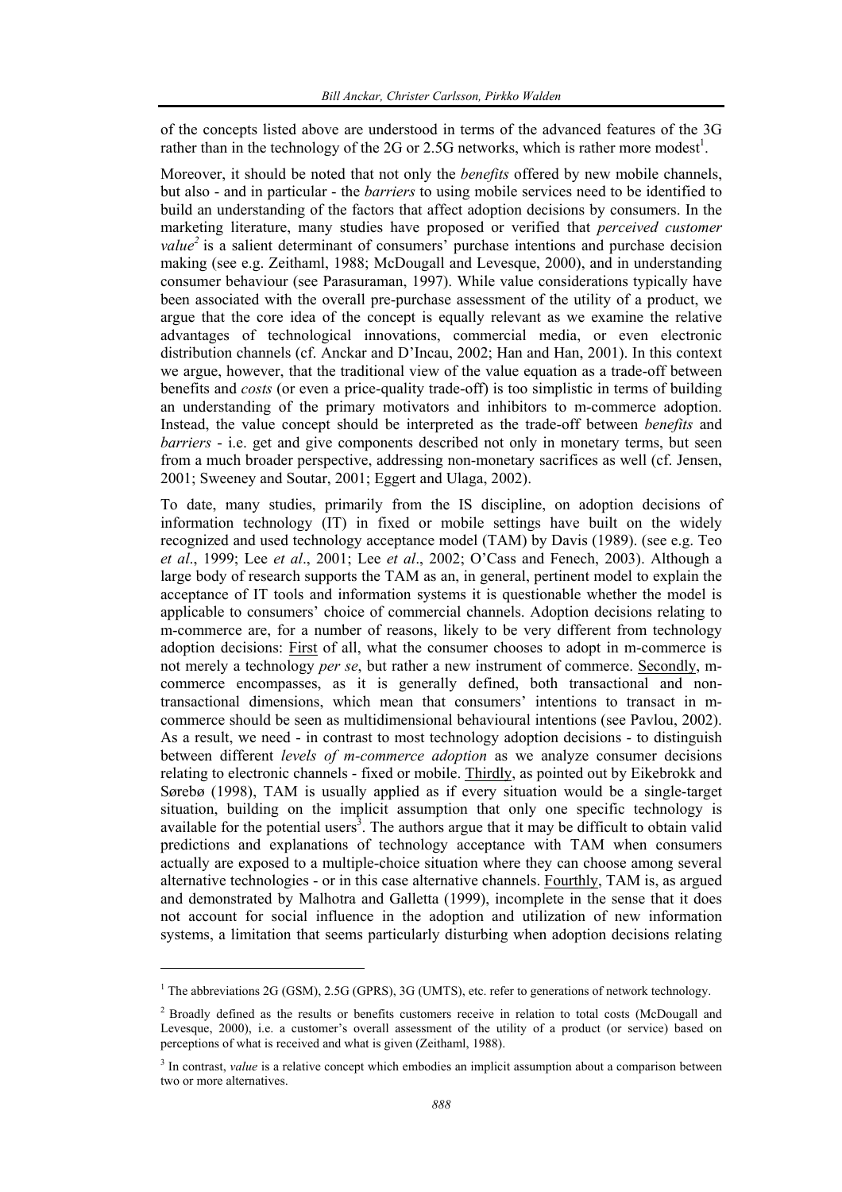of the concepts listed above are understood in terms of the advanced features of the 3G rather than in the technology of the 2G or 2.5G networks, which is rather more modest[1].

Moreover, it should be noted that not only the *benefits* offered by new mobile channels, but also - and in particular - the *barriers* to using mobile services need to be identified to build an understanding of the factors that affect adoption decisions by consumers. In the marketing literature, many studies have proposed or verified that *perceived customer value*[2] is a salient determinant of consumers' purchase intentions and purchase decision making (see e.g. Zeithaml, 1988; McDougall and Levesque, 2000), and in understanding consumer behaviour (see Parasuraman, 1997). While value considerations typically have been associated with the overall pre-purchase assessment of the utility of a product, we argue that the core idea of the concept is equally relevant as we examine the relative advantages of technological innovations, commercial media, or even electronic distribution channels (cf. Anckar and D'Incau, 2002; Han and Han, 2001). In this context we argue, however, that the traditional view of the value equation as a trade-off between benefits and *costs* (or even a price-quality trade-off) is too simplistic in terms of building an understanding of the primary motivators and inhibitors to m-commerce adoption. Instead, the value concept should be interpreted as the trade-off between *benefits* and *barriers* - i.e. get and give components described not only in monetary terms, but seen from a much broader perspective, addressing non-monetary sacrifices as well (cf. Jensen, 2001; Sweeney and Soutar, 2001; Eggert and Ulaga, 2002).

To date, many studies, primarily from the IS discipline, on adoption decisions of information technology (IT) in fixed or mobile settings have built on the widely recognized and used technology acceptance model (TAM) by Davis (1989). (see e.g. Teo *et al*., 1999; Lee *et al*., 2001; Lee *et al*., 2002; O'Cass and Fenech, 2003). Although a large body of research supports the TAM as an, in general, pertinent model to explain the acceptance of IT tools and information systems it is questionable whether the model is applicable to consumers' choice of commercial channels. Adoption decisions relating to m-commerce are, for a number of reasons, likely to be very different from technology adoption decisions: First of all, what the consumer chooses to adopt in m-commerce is not merely a technology *per se*, but rather a new instrument of commerce. Secondly, m-commerce encompasses, as it is generally defined, both transactional and non-transactional dimensions, which mean that consumers' intentions to transact in m-commerce should be seen as multidimensional behavioural intentions (see Pavlou, 2002). As a result, we need - in contrast to most technology adoption decisions - to distinguish between different *levels of m-commerce adoption* as we analyze consumer decisions relating to electronic channels - fixed or mobile. Thirdly, as pointed out by Eikebrokk and Sørebø (1998), TAM is usually applied as if every situation would be a single-target situation, building on the implicit assumption that only one specific technology is available for the potential users[3]. The authors argue that it may be difficult to obtain valid predictions and explanations of technology acceptance with TAM when consumers actually are exposed to a multiple-choice situation where they can choose among several alternative technologies - or in this case alternative channels. Fourthly, TAM is, as argued and demonstrated by Malhotra and Galletta (1999), incomplete in the sense that it does not account for social influence in the adoption and utilization of new information systems, a limitation that seems particularly disturbing when adoption decisions relating

---

[1] The abbreviations 2G (GSM), 2.5G (GPRS), 3G (UMTS), etc. refer to generations of network technology.

[2] Broadly defined as the results or benefits customers receive in relation to total costs (McDougall and Levesque, 2000), i.e. a customer's overall assessment of the utility of a product (or service) based on perceptions of what is received and what is given (Zeithaml, 1988).

[3] In contrast, *value* is a relative concept which embodies an implicit assumption about a comparison between two or more alternatives.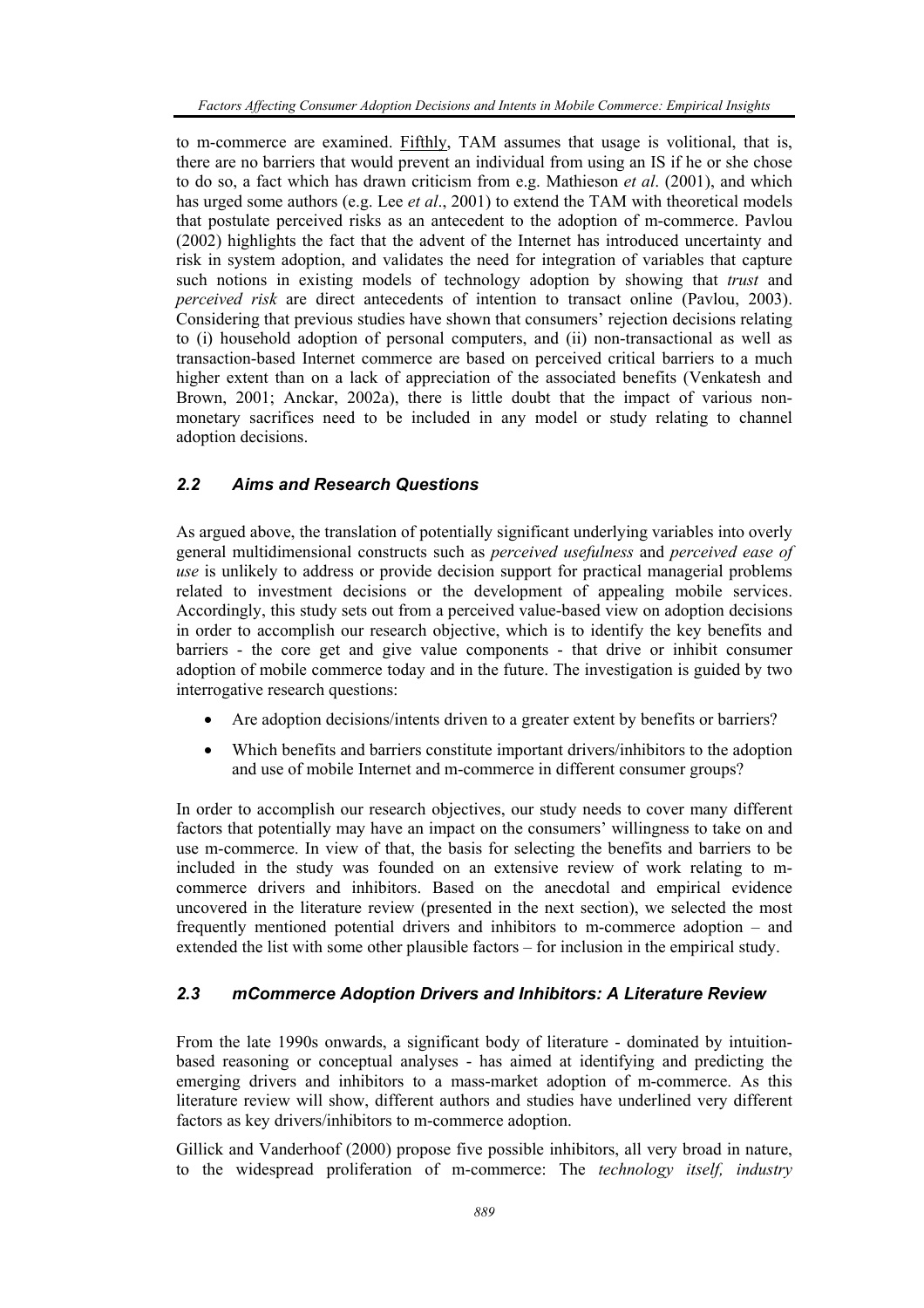to m-commerce are examined. Fifthly, TAM assumes that usage is volitional, that is, there are no barriers that would prevent an individual from using an IS if he or she chose to do so, a fact which has drawn criticism from e.g. Mathieson *et al*. (2001), and which has urged some authors (e.g. Lee *et al*., 2001) to extend the TAM with theoretical models that postulate perceived risks as an antecedent to the adoption of m-commerce. Pavlou (2002) highlights the fact that the advent of the Internet has introduced uncertainty and risk in system adoption, and validates the need for integration of variables that capture such notions in existing models of technology adoption by showing that *trust* and *perceived risk* are direct antecedents of intention to transact online (Pavlou, 2003). Considering that previous studies have shown that consumers' rejection decisions relating to (i) household adoption of personal computers, and (ii) non-transactional as well as transaction-based Internet commerce are based on perceived critical barriers to a much higher extent than on a lack of appreciation of the associated benefits (Venkatesh and Brown, 2001; Anckar, 2002a), there is little doubt that the impact of various non-monetary sacrifices need to be included in any model or study relating to channel adoption decisions.

### *2.2 Aims and Research Questions*

As argued above, the translation of potentially significant underlying variables into overly general multidimensional constructs such as *perceived usefulness* and *perceived ease of use* is unlikely to address or provide decision support for practical managerial problems related to investment decisions or the development of appealing mobile services. Accordingly, this study sets out from a perceived value-based view on adoption decisions in order to accomplish our research objective, which is to identify the key benefits and barriers - the core get and give value components - that drive or inhibit consumer adoption of mobile commerce today and in the future. The investigation is guided by two interrogative research questions:

- Are adoption decisions/intents driven to a greater extent by benefits or barriers?
- Which benefits and barriers constitute important drivers/inhibitors to the adoption and use of mobile Internet and m-commerce in different consumer groups?

In order to accomplish our research objectives, our study needs to cover many different factors that potentially may have an impact on the consumers' willingness to take on and use m-commerce. In view of that, the basis for selecting the benefits and barriers to be included in the study was founded on an extensive review of work relating to m-commerce drivers and inhibitors. Based on the anecdotal and empirical evidence uncovered in the literature review (presented in the next section), we selected the most frequently mentioned potential drivers and inhibitors to m-commerce adoption – and extended the list with some other plausible factors – for inclusion in the empirical study.

### *2.3 mCommerce Adoption Drivers and Inhibitors: A Literature Review*

From the late 1990s onwards, a significant body of literature - dominated by intuition-based reasoning or conceptual analyses - has aimed at identifying and predicting the emerging drivers and inhibitors to a mass-market adoption of m-commerce. As this literature review will show, different authors and studies have underlined very different factors as key drivers/inhibitors to m-commerce adoption.

Gillick and Vanderhoof (2000) propose five possible inhibitors, all very broad in nature, to the widespread proliferation of m-commerce: The *technology itself, industry*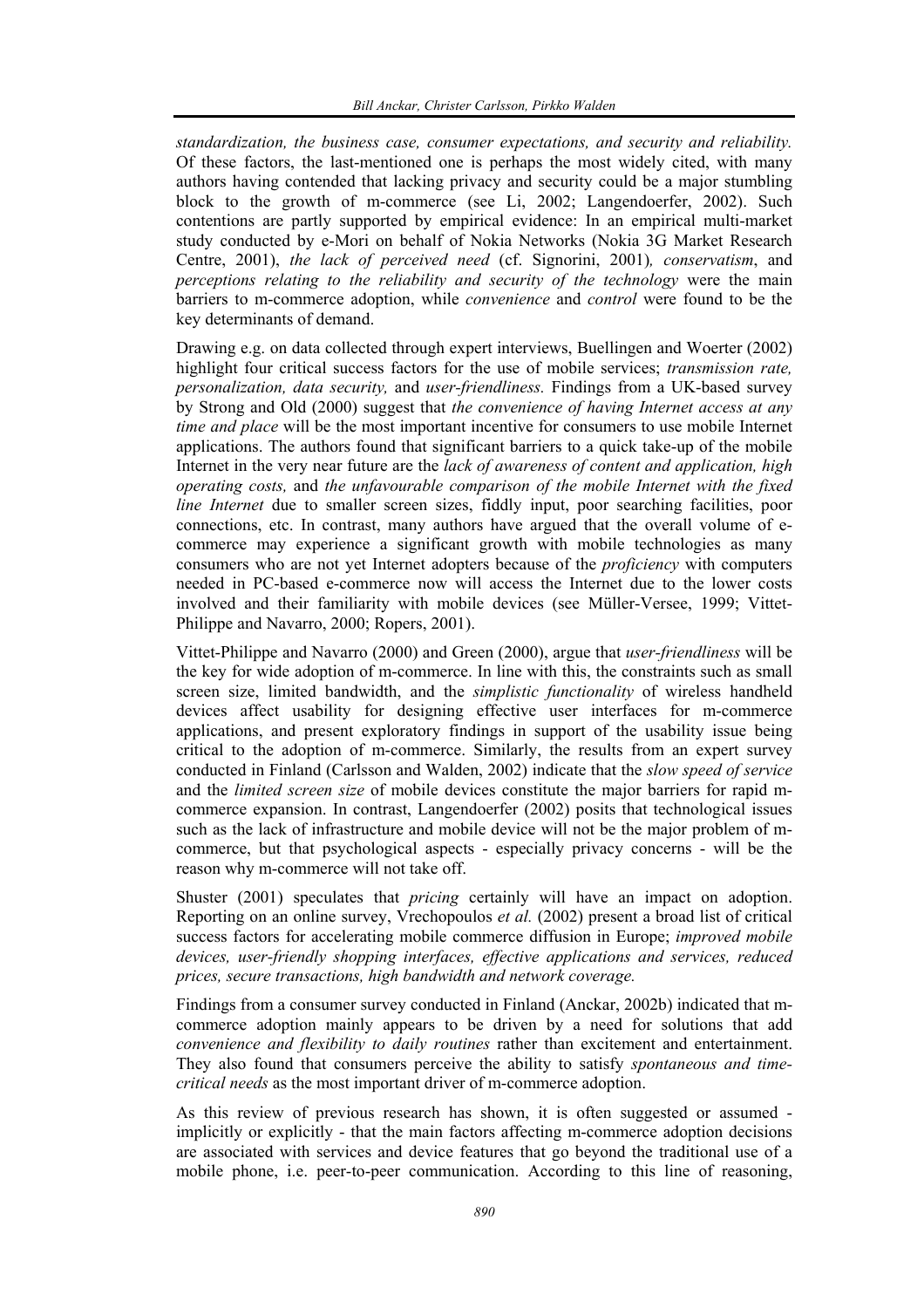*standardization, the business case, consumer expectations, and security and reliability.* Of these factors, the last-mentioned one is perhaps the most widely cited, with many authors having contended that lacking privacy and security could be a major stumbling block to the growth of m-commerce (see Li, 2002; Langendoerfer, 2002). Such contentions are partly supported by empirical evidence: In an empirical multi-market study conducted by e-Mori on behalf of Nokia Networks (Nokia 3G Market Research Centre, 2001), *the lack of perceived need* (cf. Signorini, 2001)*, conservatism*, and *perceptions relating to the reliability and security of the technology* were the main barriers to m-commerce adoption, while *convenience* and *control* were found to be the key determinants of demand.

Drawing e.g. on data collected through expert interviews, Buellingen and Woerter (2002) highlight four critical success factors for the use of mobile services; *transmission rate, personalization, data security,* and *user-friendliness.* Findings from a UK-based survey by Strong and Old (2000) suggest that *the convenience of having Internet access at any time and place* will be the most important incentive for consumers to use mobile Internet applications. The authors found that significant barriers to a quick take-up of the mobile Internet in the very near future are the *lack of awareness of content and application, high operating costs,* and *the unfavourable comparison of the mobile Internet with the fixed line Internet* due to smaller screen sizes, fiddly input, poor searching facilities, poor connections, etc. In contrast, many authors have argued that the overall volume of e-commerce may experience a significant growth with mobile technologies as many consumers who are not yet Internet adopters because of the *proficiency* with computers needed in PC-based e-commerce now will access the Internet due to the lower costs involved and their familiarity with mobile devices (see Müller-Versee, 1999; Vittet-Philippe and Navarro, 2000; Ropers, 2001).

Vittet-Philippe and Navarro (2000) and Green (2000), argue that *user-friendliness* will be the key for wide adoption of m-commerce. In line with this, the constraints such as small screen size, limited bandwidth, and the *simplistic functionality* of wireless handheld devices affect usability for designing effective user interfaces for m-commerce applications, and present exploratory findings in support of the usability issue being critical to the adoption of m-commerce. Similarly, the results from an expert survey conducted in Finland (Carlsson and Walden, 2002) indicate that the *slow speed of service* and the *limited screen size* of mobile devices constitute the major barriers for rapid m-commerce expansion. In contrast, Langendoerfer (2002) posits that technological issues such as the lack of infrastructure and mobile device will not be the major problem of m-commerce, but that psychological aspects - especially privacy concerns - will be the reason why m-commerce will not take off.

Shuster (2001) speculates that *pricing* certainly will have an impact on adoption. Reporting on an online survey, Vrechopoulos *et al.* (2002) present a broad list of critical success factors for accelerating mobile commerce diffusion in Europe; *improved mobile devices, user-friendly shopping interfaces, effective applications and services, reduced prices, secure transactions, high bandwidth and network coverage.*

Findings from a consumer survey conducted in Finland (Anckar, 2002b) indicated that m-commerce adoption mainly appears to be driven by a need for solutions that add *convenience and flexibility to daily routines* rather than excitement and entertainment. They also found that consumers perceive the ability to satisfy *spontaneous and time-critical needs* as the most important driver of m-commerce adoption.

As this review of previous research has shown, it is often suggested or assumed - implicitly or explicitly - that the main factors affecting m-commerce adoption decisions are associated with services and device features that go beyond the traditional use of a mobile phone, i.e. peer-to-peer communication. According to this line of reasoning,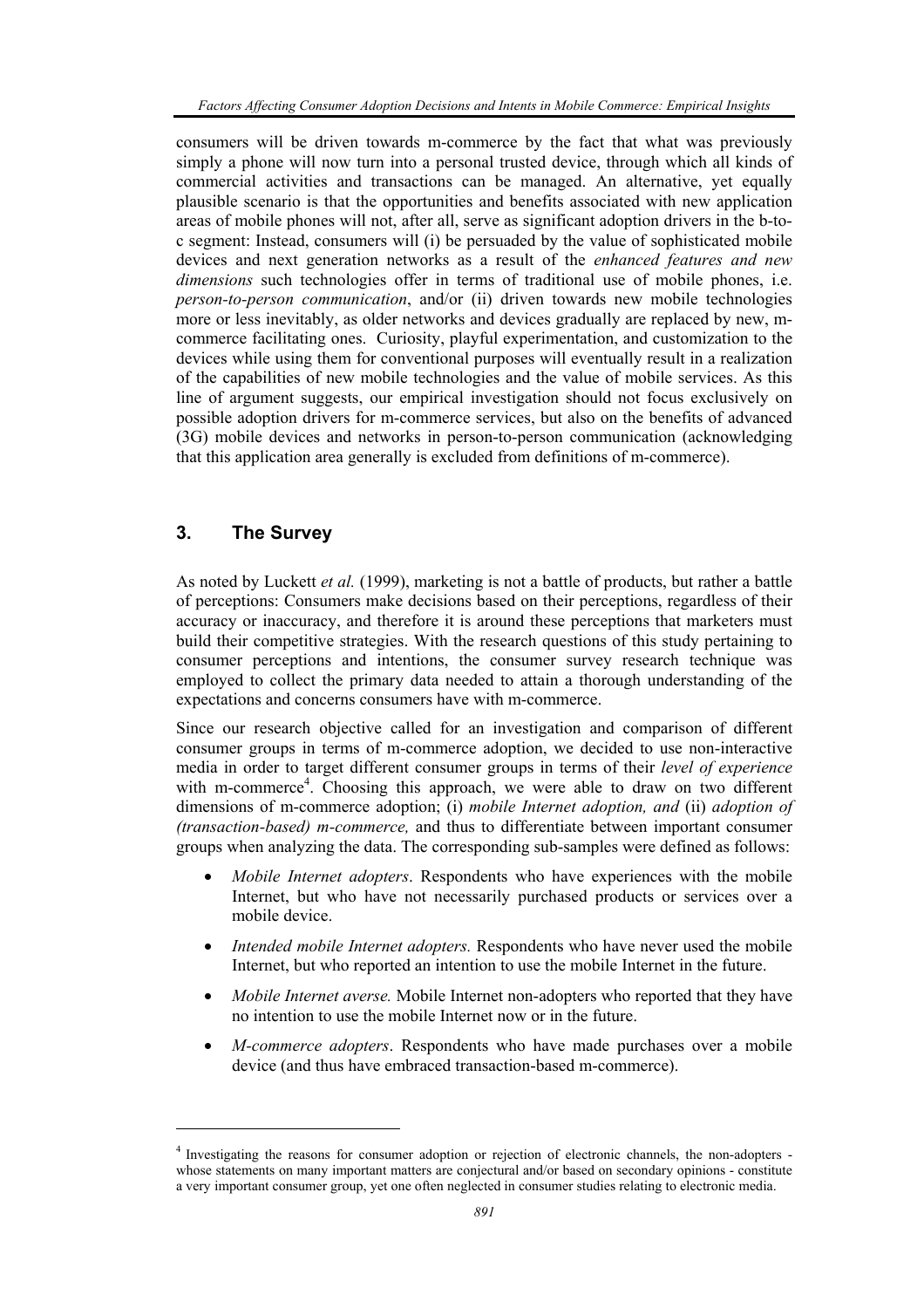consumers will be driven towards m-commerce by the fact that what was previously simply a phone will now turn into a personal trusted device, through which all kinds of commercial activities and transactions can be managed. An alternative, yet equally plausible scenario is that the opportunities and benefits associated with new application areas of mobile phones will not, after all, serve as significant adoption drivers in the b-to-c segment: Instead, consumers will (i) be persuaded by the value of sophisticated mobile devices and next generation networks as a result of the *enhanced features and new dimensions* such technologies offer in terms of traditional use of mobile phones, i.e. *person-to-person communication*, and/or (ii) driven towards new mobile technologies more or less inevitably, as older networks and devices gradually are replaced by new, m-commerce facilitating ones. Curiosity, playful experimentation, and customization to the devices while using them for conventional purposes will eventually result in a realization of the capabilities of new mobile technologies and the value of mobile services. As this line of argument suggests, our empirical investigation should not focus exclusively on possible adoption drivers for m-commerce services, but also on the benefits of advanced (3G) mobile devices and networks in person-to-person communication (acknowledging that this application area generally is excluded from definitions of m-commerce).

## 3. The Survey

As noted by Luckett *et al.* (1999), marketing is not a battle of products, but rather a battle of perceptions: Consumers make decisions based on their perceptions, regardless of their accuracy or inaccuracy, and therefore it is around these perceptions that marketers must build their competitive strategies. With the research questions of this study pertaining to consumer perceptions and intentions, the consumer survey research technique was employed to collect the primary data needed to attain a thorough understanding of the expectations and concerns consumers have with m-commerce.

Since our research objective called for an investigation and comparison of different consumer groups in terms of m-commerce adoption, we decided to use non-interactive media in order to target different consumer groups in terms of their *level of experience* with m-commerce[4]. Choosing this approach, we were able to draw on two different dimensions of m-commerce adoption; (i) *mobile Internet adoption, and* (ii) *adoption of (transaction-based) m-commerce,* and thus to differentiate between important consumer groups when analyzing the data. The corresponding sub-samples were defined as follows:

- *Mobile Internet adopters*. Respondents who have experiences with the mobile Internet, but who have not necessarily purchased products or services over a mobile device.
- *Intended mobile Internet adopters.* Respondents who have never used the mobile Internet, but who reported an intention to use the mobile Internet in the future.
- *Mobile Internet averse.* Mobile Internet non-adopters who reported that they have no intention to use the mobile Internet now or in the future.
- *M-commerce adopters*. Respondents who have made purchases over a mobile device (and thus have embraced transaction-based m-commerce).

[4] Investigating the reasons for consumer adoption or rejection of electronic channels, the non-adopters - whose statements on many important matters are conjectural and/or based on secondary opinions - constitute a very important consumer group, yet one often neglected in consumer studies relating to electronic media.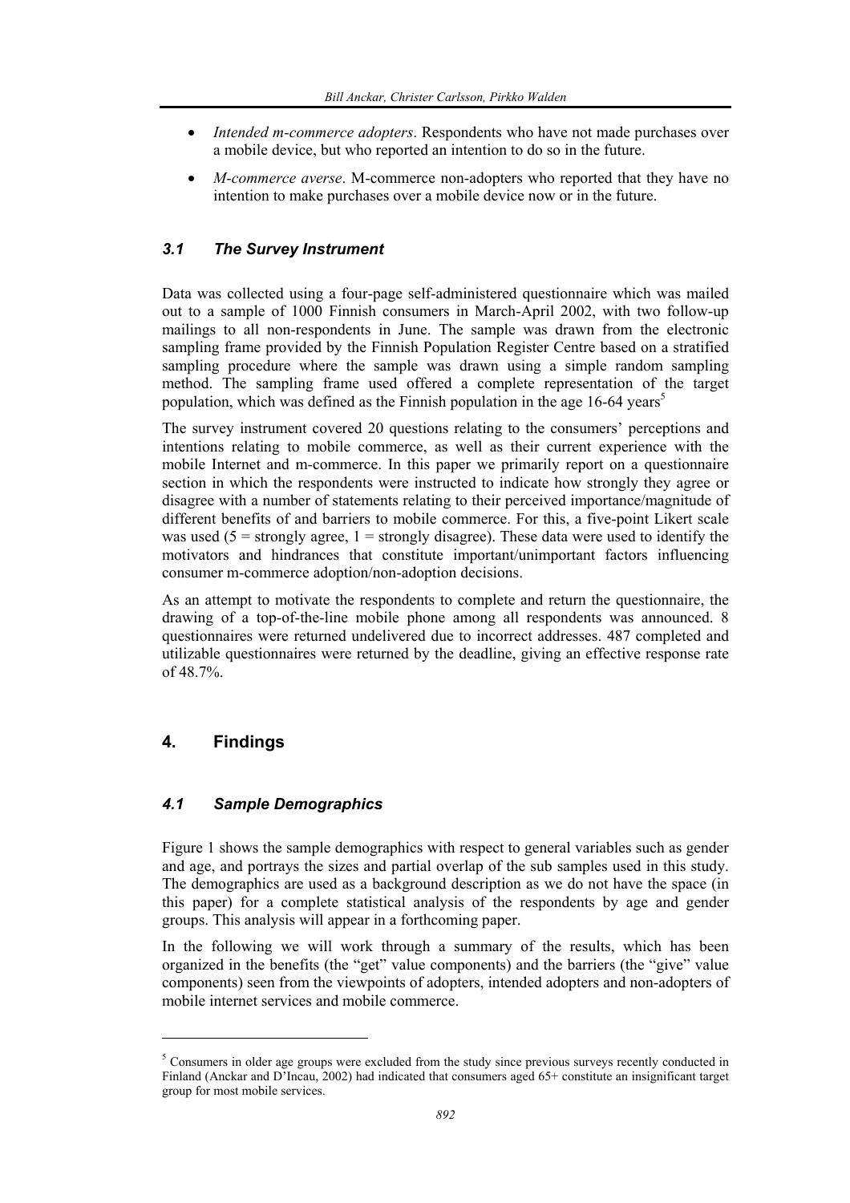- *Intended m-commerce adopters*. Respondents who have not made purchases over a mobile device, but who reported an intention to do so in the future.
- *M-commerce averse*. M-commerce non-adopters who reported that they have no intention to make purchases over a mobile device now or in the future.

### 3.1 The Survey Instrument

Data was collected using a four-page self-administered questionnaire which was mailed out to a sample of 1000 Finnish consumers in March-April 2002, with two follow-up mailings to all non-respondents in June. The sample was drawn from the electronic sampling frame provided by the Finnish Population Register Centre based on a stratified sampling procedure where the sample was drawn using a simple random sampling method. The sampling frame used offered a complete representation of the target population, which was defined as the Finnish population in the age 16-64 years[5]

The survey instrument covered 20 questions relating to the consumers' perceptions and intentions relating to mobile commerce, as well as their current experience with the mobile Internet and m-commerce. In this paper we primarily report on a questionnaire section in which the respondents were instructed to indicate how strongly they agree or disagree with a number of statements relating to their perceived importance/magnitude of different benefits of and barriers to mobile commerce. For this, a five-point Likert scale was used (5 = strongly agree, 1 = strongly disagree). These data were used to identify the motivators and hindrances that constitute important/unimportant factors influencing consumer m-commerce adoption/non-adoption decisions.

As an attempt to motivate the respondents to complete and return the questionnaire, the drawing of a top-of-the-line mobile phone among all respondents was announced. 8 questionnaires were returned undelivered due to incorrect addresses. 487 completed and utilizable questionnaires were returned by the deadline, giving an effective response rate of 48.7%.

## 4. Findings

### 4.1 Sample Demographics

Figure 1 shows the sample demographics with respect to general variables such as gender and age, and portrays the sizes and partial overlap of the sub samples used in this study. The demographics are used as a background description as we do not have the space (in this paper) for a complete statistical analysis of the respondents by age and gender groups. This analysis will appear in a forthcoming paper.

In the following we will work through a summary of the results, which has been organized in the benefits (the "get" value components) and the barriers (the "give" value components) seen from the viewpoints of adopters, intended adopters and non-adopters of mobile internet services and mobile commerce.

---

[5] Consumers in older age groups were excluded from the study since previous surveys recently conducted in Finland (Anckar and D'Incau, 2002) had indicated that consumers aged 65+ constitute an insignificant target group for most mobile services.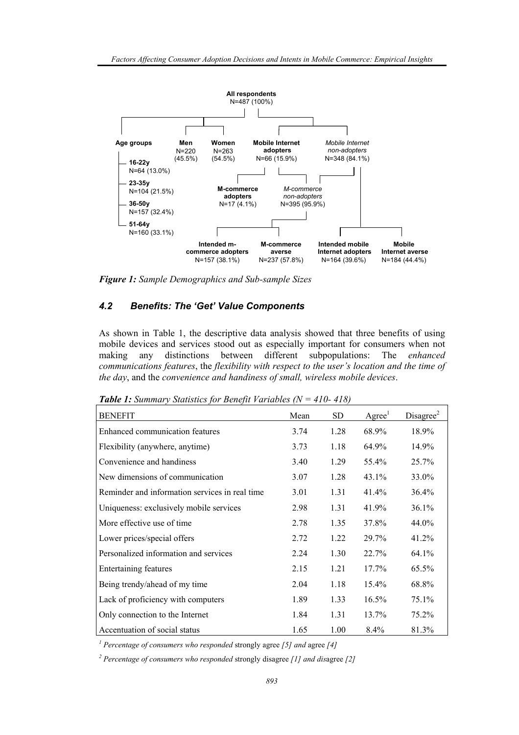**All respondents**
N=487 (100%)

- **Age groups**
  - **16-22y** N=64 (13.0%)
  - **23-35y** N=104 (21.5%)
  - **36-50y** N=157 (32.4%)
  - **51-64y** N=160 (33.1%)
- **Men** N=220 (45.5%)
- **Women** N=263 (54.5%)
- **Mobile Internet adopters** N=66 (15.9%)
  - **M-commerce adopters** N=17 (4.1%)
  - *M-commerce non-adopters* N=395 (95.9%)
    - **Intended m-commerce adopters** N=157 (38.1%)
    - **M-commerce averse** N=237 (57.8%)
- *Mobile Internet non-adopters* N=348 (84.1%)
  - **Intended mobile Internet adopters** N=164 (39.6%)
  - **Mobile Internet averse** N=184 (44.4%)

***Figure 1:*** *Sample Demographics and Sub-sample Sizes*

### *4.2 Benefits: The 'Get' Value Components*

As shown in Table 1, the descriptive data analysis showed that three benefits of using mobile devices and services stood out as especially important for consumers when not making any distinctions between different subpopulations: The *enhanced communications features*, the *flexibility with respect to the user's location and the time of the day*, and the *convenience and handiness of small, wireless mobile devices*.

***Table 1:*** *Summary Statistics for Benefit Variables (N = 410- 418)*

| BENEFIT | Mean | SD | Agree[1] | Disagree[2] |
|---|---|---|---|---|
| Enhanced communication features | 3.74 | 1.28 | 68.9% | 18.9% |
| Flexibility (anywhere, anytime) | 3.73 | 1.18 | 64.9% | 14.9% |
| Convenience and handiness | 3.40 | 1.29 | 55.4% | 25.7% |
| New dimensions of communication | 3.07 | 1.28 | 43.1% | 33.0% |
| Reminder and information services in real time | 3.01 | 1.31 | 41.4% | 36.4% |
| Uniqueness: exclusively mobile services | 2.98 | 1.31 | 41.9% | 36.1% |
| More effective use of time | 2.78 | 1.35 | 37.8% | 44.0% |
| Lower prices/special offers | 2.72 | 1.22 | 29.7% | 41.2% |
| Personalized information and services | 2.24 | 1.30 | 22.7% | 64.1% |
| Entertaining features | 2.15 | 1.21 | 17.7% | 65.5% |
| Being trendy/ahead of my time | 2.04 | 1.18 | 15.4% | 68.8% |
| Lack of proficiency with computers | 1.89 | 1.33 | 16.5% | 75.1% |
| Only connection to the Internet | 1.84 | 1.31 | 13.7% | 75.2% |
| Accentuation of social status | 1.65 | 1.00 | 8.4% | 81.3% |

[1] *Percentage of consumers who responded* strongly agree *[5] and* agree *[4]*

[2] *Percentage of consumers who responded* strongly disagree *[1] and dis*agree *[2]*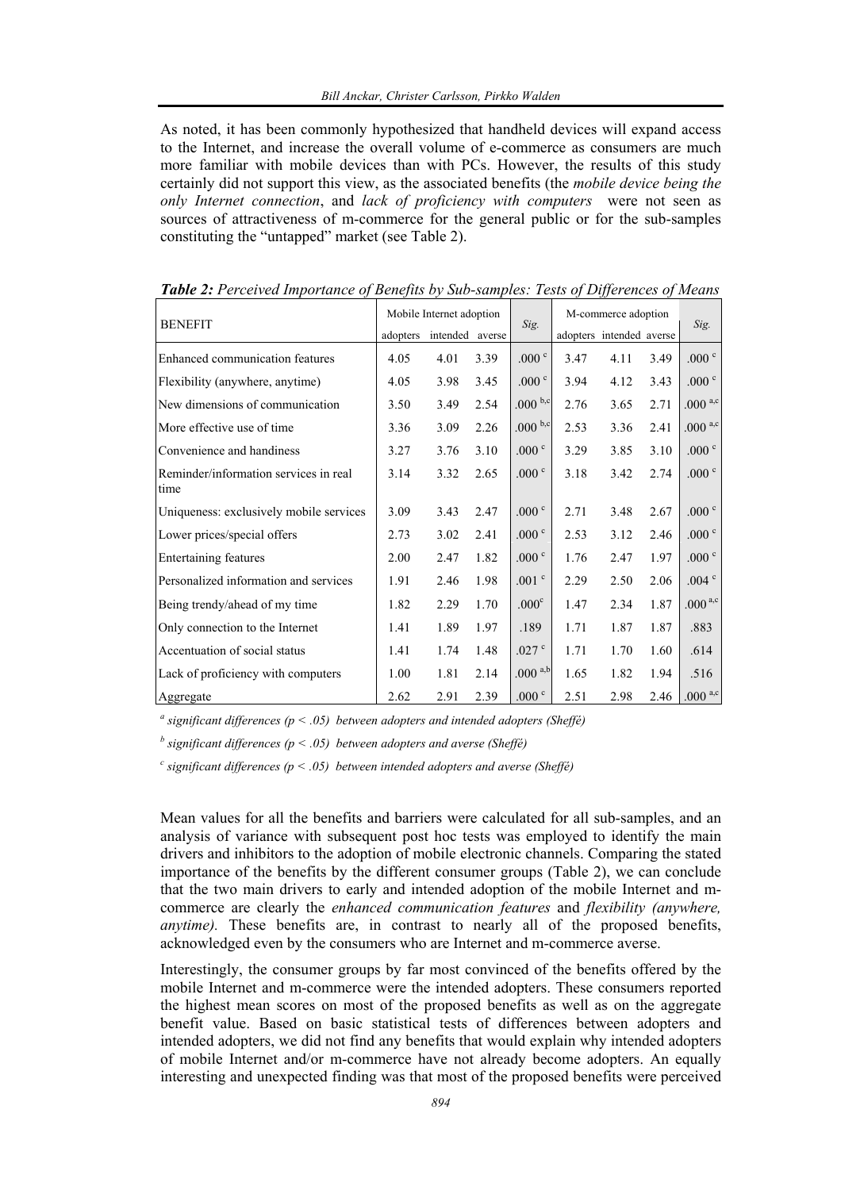As noted, it has been commonly hypothesized that handheld devices will expand access to the Internet, and increase the overall volume of e-commerce as consumers are much more familiar with mobile devices than with PCs. However, the results of this study certainly did not support this view, as the associated benefits (the *mobile device being the only Internet connection*, and *lack of proficiency with computers* were not seen as sources of attractiveness of m-commerce for the general public or for the sub-samples constituting the "untapped" market (see Table 2).

***Table 2:** Perceived Importance of Benefits by Sub-samples: Tests of Differences of Means*

| BENEFIT | Mobile Internet adoption | | | Sig. | M-commerce adoption | | | Sig. |
|---|---|---|---|---|---|---|---|---|
| | adopters | intended | averse | | adopters | intended | averse | |
| Enhanced communication features | 4.05 | 4.01 | 3.39 | .000 [c] | 3.47 | 4.11 | 3.49 | .000 [c] |
| Flexibility (anywhere, anytime) | 4.05 | 3.98 | 3.45 | .000 [c] | 3.94 | 4.12 | 3.43 | .000 [c] |
| New dimensions of communication | 3.50 | 3.49 | 2.54 | .000 [b,c] | 2.76 | 3.65 | 2.71 | .000 [a,c] |
| More effective use of time | 3.36 | 3.09 | 2.26 | .000 [b,c] | 2.53 | 3.36 | 2.41 | .000 [a,c] |
| Convenience and handiness | 3.27 | 3.76 | 3.10 | .000 [c] | 3.29 | 3.85 | 3.10 | .000 [c] |
| Reminder/information services in real time | 3.14 | 3.32 | 2.65 | .000 [c] | 3.18 | 3.42 | 2.74 | .000 [c] |
| Uniqueness: exclusively mobile services | 3.09 | 3.43 | 2.47 | .000 [c] | 2.71 | 3.48 | 2.67 | .000 [c] |
| Lower prices/special offers | 2.73 | 3.02 | 2.41 | .000 [c] | 2.53 | 3.12 | 2.46 | .000 [c] |
| Entertaining features | 2.00 | 2.47 | 1.82 | .000 [c] | 1.76 | 2.47 | 1.97 | .000 [c] |
| Personalized information and services | 1.91 | 2.46 | 1.98 | .001 [c] | 2.29 | 2.50 | 2.06 | .004 [c] |
| Being trendy/ahead of my time | 1.82 | 2.29 | 1.70 | .000 [c] | 1.47 | 2.34 | 1.87 | .000 [a,c] |
| Only connection to the Internet | 1.41 | 1.89 | 1.97 | .189 | 1.71 | 1.87 | 1.87 | .883 |
| Accentuation of social status | 1.41 | 1.74 | 1.48 | .027 [c] | 1.71 | 1.70 | 1.60 | .614 |
| Lack of proficiency with computers | 1.00 | 1.81 | 2.14 | .000 [a,b] | 1.65 | 1.82 | 1.94 | .516 |
| Aggregate | 2.62 | 2.91 | 2.39 | .000 [c] | 2.51 | 2.98 | 2.46 | .000 [a,c] |

[a] *significant differences ($p < .05$) between adopters and intended adopters (Sheffé)*

[b] *significant differences ($p < .05$) between adopters and averse (Sheffé)*

[c] *significant differences ($p < .05$) between intended adopters and averse (Sheffé)*

Mean values for all the benefits and barriers were calculated for all sub-samples, and an analysis of variance with subsequent post hoc tests was employed to identify the main drivers and inhibitors to the adoption of mobile electronic channels. Comparing the stated importance of the benefits by the different consumer groups (Table 2), we can conclude that the two main drivers to early and intended adoption of the mobile Internet and m-commerce are clearly the *enhanced communication features* and *flexibility (anywhere, anytime).* These benefits are, in contrast to nearly all of the proposed benefits, acknowledged even by the consumers who are Internet and m-commerce averse.

Interestingly, the consumer groups by far most convinced of the benefits offered by the mobile Internet and m-commerce were the intended adopters. These consumers reported the highest mean scores on most of the proposed benefits as well as on the aggregate benefit value. Based on basic statistical tests of differences between adopters and intended adopters, we did not find any benefits that would explain why intended adopters of mobile Internet and/or m-commerce have not already become adopters. An equally interesting and unexpected finding was that most of the proposed benefits were perceived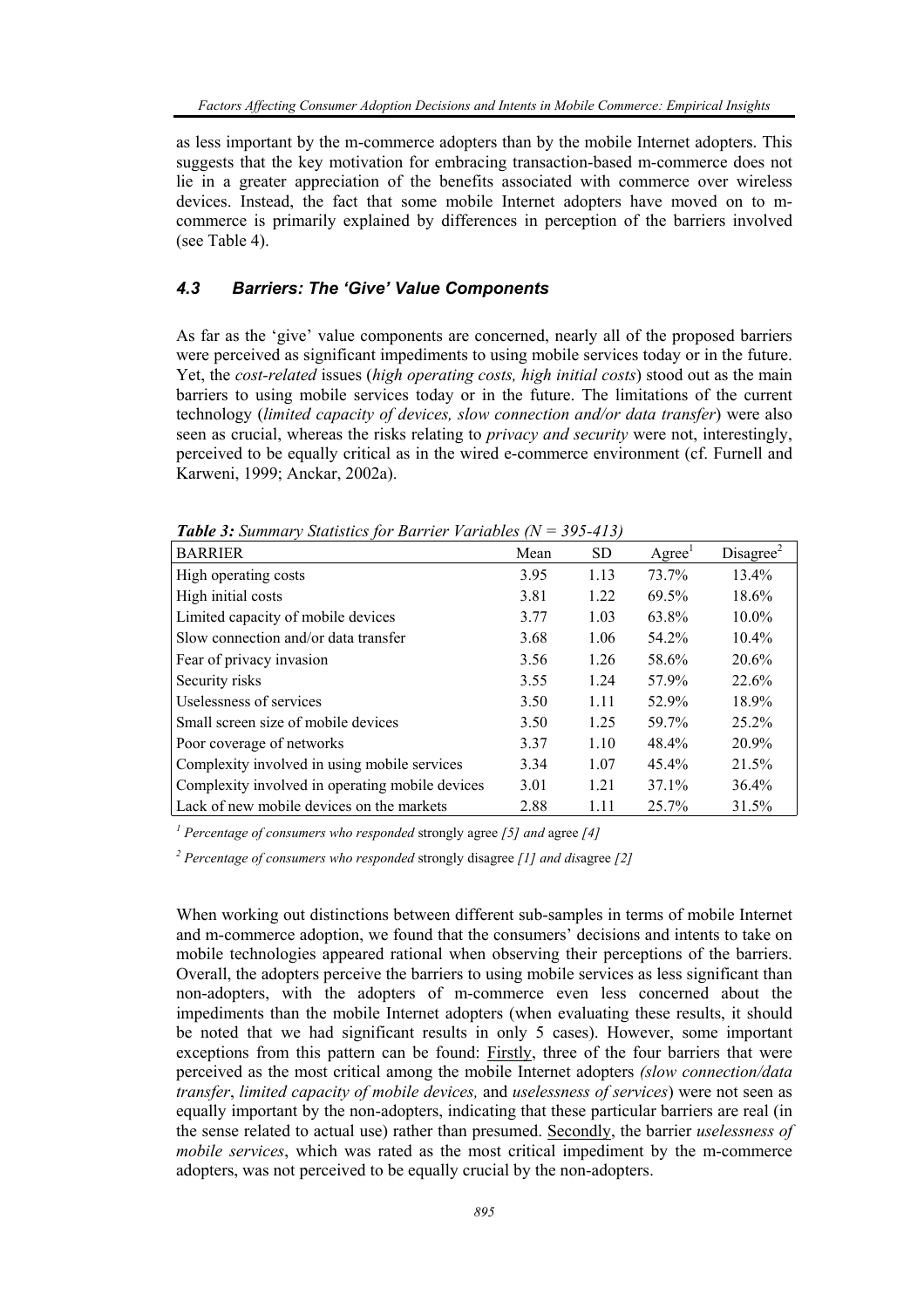as less important by the m-commerce adopters than by the mobile Internet adopters. This suggests that the key motivation for embracing transaction-based m-commerce does not lie in a greater appreciation of the benefits associated with commerce over wireless devices. Instead, the fact that some mobile Internet adopters have moved on to m-commerce is primarily explained by differences in perception of the barriers involved (see Table 4).

### *4.3 Barriers: The 'Give' Value Components*

As far as the 'give' value components are concerned, nearly all of the proposed barriers were perceived as significant impediments to using mobile services today or in the future. Yet, the *cost-related* issues (*high operating costs, high initial costs*) stood out as the main barriers to using mobile services today or in the future. The limitations of the current technology (*limited capacity of devices, slow connection and/or data transfer*) were also seen as crucial, whereas the risks relating to *privacy and security* were not, interestingly, perceived to be equally critical as in the wired e-commerce environment (cf. Furnell and Karweni, 1999; Anckar, 2002a).

***Table 3:*** *Summary Statistics for Barrier Variables (N = 395-413)*

| BARRIER | Mean | SD | Agree[1] | Disagree[2] |
|---|---|---|---|---|
| High operating costs | 3.95 | 1.13 | 73.7% | 13.4% |
| High initial costs | 3.81 | 1.22 | 69.5% | 18.6% |
| Limited capacity of mobile devices | 3.77 | 1.03 | 63.8% | 10.0% |
| Slow connection and/or data transfer | 3.68 | 1.06 | 54.2% | 10.4% |
| Fear of privacy invasion | 3.56 | 1.26 | 58.6% | 20.6% |
| Security risks | 3.55 | 1.24 | 57.9% | 22.6% |
| Uselessness of services | 3.50 | 1.11 | 52.9% | 18.9% |
| Small screen size of mobile devices | 3.50 | 1.25 | 59.7% | 25.2% |
| Poor coverage of networks | 3.37 | 1.10 | 48.4% | 20.9% |
| Complexity involved in using mobile services | 3.34 | 1.07 | 45.4% | 21.5% |
| Complexity involved in operating mobile devices | 3.01 | 1.21 | 37.1% | 36.4% |
| Lack of new mobile devices on the markets | 2.88 | 1.11 | 25.7% | 31.5% |

[1] *Percentage of consumers who responded* strongly agree *[5] and* agree *[4]*

[2] *Percentage of consumers who responded* strongly disagree *[1] and dis*agree *[2]*

When working out distinctions between different sub-samples in terms of mobile Internet and m-commerce adoption, we found that the consumers' decisions and intents to take on mobile technologies appeared rational when observing their perceptions of the barriers. Overall, the adopters perceive the barriers to using mobile services as less significant than non-adopters, with the adopters of m-commerce even less concerned about the impediments than the mobile Internet adopters (when evaluating these results, it should be noted that we had significant results in only 5 cases). However, some important exceptions from this pattern can be found: Firstly, three of the four barriers that were perceived as the most critical among the mobile Internet adopters *(slow connection/data transfer*, *limited capacity of mobile devices,* and *uselessness of services*) were not seen as equally important by the non-adopters, indicating that these particular barriers are real (in the sense related to actual use) rather than presumed. Secondly, the barrier *uselessness of mobile services*, which was rated as the most critical impediment by the m-commerce adopters, was not perceived to be equally crucial by the non-adopters.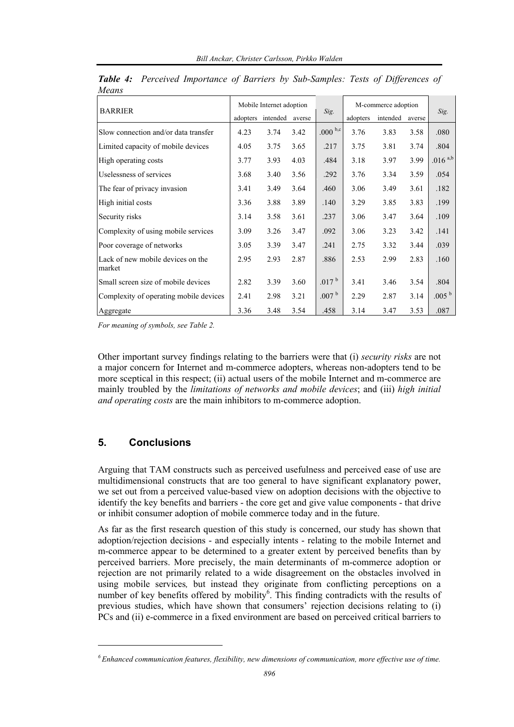***Table 4:** Perceived Importance of Barriers by Sub-Samples: Tests of Differences of Means*

| BARRIER | Mobile Internet adoption | | | *Sig.* | M-commerce adoption | | | *Sig.* |
|---|---|---|---|---|---|---|---|---|
| | adopters | intended | averse | | adopters | intended | averse | |
| Slow connection and/or data transfer | 4.23 | 3.74 | 3.42 | .000 [b,c] | 3.76 | 3.83 | 3.58 | .080 |
| Limited capacity of mobile devices | 4.05 | 3.75 | 3.65 | .217 | 3.75 | 3.81 | 3.74 | .804 |
| High operating costs | 3.77 | 3.93 | 4.03 | .484 | 3.18 | 3.97 | 3.99 | .016 [a,b] |
| Uselessness of services | 3.68 | 3.40 | 3.56 | .292 | 3.76 | 3.34 | 3.59 | .054 |
| The fear of privacy invasion | 3.41 | 3.49 | 3.64 | .460 | 3.06 | 3.49 | 3.61 | .182 |
| High initial costs | 3.36 | 3.88 | 3.89 | .140 | 3.29 | 3.85 | 3.83 | .199 |
| Security risks | 3.14 | 3.58 | 3.61 | .237 | 3.06 | 3.47 | 3.64 | .109 |
| Complexity of using mobile services | 3.09 | 3.26 | 3.47 | .092 | 3.06 | 3.23 | 3.42 | .141 |
| Poor coverage of networks | 3.05 | 3.39 | 3.47 | .241 | 2.75 | 3.32 | 3.44 | .039 |
| Lack of new mobile devices on the market | 2.95 | 2.93 | 2.87 | .886 | 2.53 | 2.99 | 2.83 | .160 |
| Small screen size of mobile devices | 2.82 | 3.39 | 3.60 | .017 [b] | 3.41 | 3.46 | 3.54 | .804 |
| Complexity of operating mobile devices | 2.41 | 2.98 | 3.21 | .007 [b] | 2.29 | 2.87 | 3.14 | .005 [b] |
| Aggregate | 3.36 | 3.48 | 3.54 | .458 | 3.14 | 3.47 | 3.53 | .087 |

*For meaning of symbols, see Table 2.*

Other important survey findings relating to the barriers were that (i) *security risks* are not a major concern for Internet and m-commerce adopters, whereas non-adopters tend to be more sceptical in this respect; (ii) actual users of the mobile Internet and m-commerce are mainly troubled by the *limitations of networks and mobile devices*; and (iii) *high initial and operating costs* are the main inhibitors to m-commerce adoption.

## 5. Conclusions

Arguing that TAM constructs such as perceived usefulness and perceived ease of use are multidimensional constructs that are too general to have significant explanatory power, we set out from a perceived value-based view on adoption decisions with the objective to identify the key benefits and barriers - the core get and give value components - that drive or inhibit consumer adoption of mobile commerce today and in the future.

As far as the first research question of this study is concerned, our study has shown that adoption/rejection decisions - and especially intents - relating to the mobile Internet and m-commerce appear to be determined to a greater extent by perceived benefits than by perceived barriers. More precisely, the main determinants of m-commerce adoption or rejection are not primarily related to a wide disagreement on the obstacles involved in using mobile services*,* but instead they originate from conflicting perceptions on a number of key benefits offered by mobility[6]. This finding contradicts with the results of previous studies, which have shown that consumers' rejection decisions relating to (i) PCs and (ii) e-commerce in a fixed environment are based on perceived critical barriers to

[6] *Enhanced communication features, flexibility, new dimensions of communication, more effective use of time.*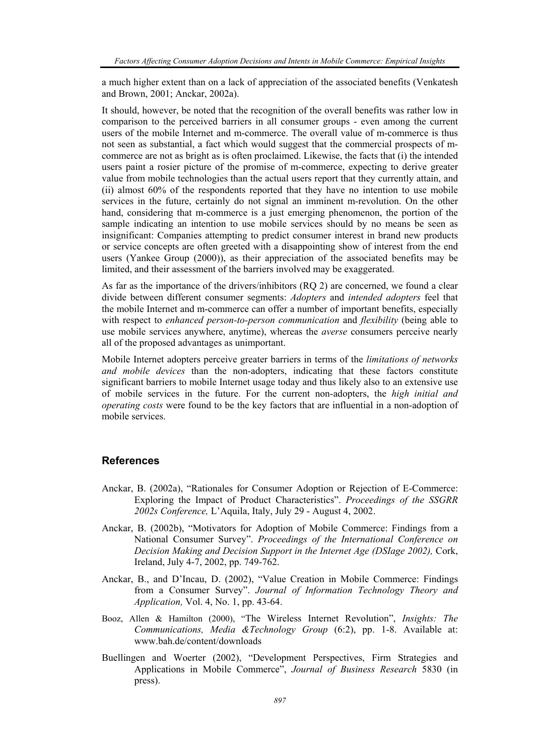a much higher extent than on a lack of appreciation of the associated benefits (Venkatesh and Brown, 2001; Anckar, 2002a).

It should, however, be noted that the recognition of the overall benefits was rather low in comparison to the perceived barriers in all consumer groups - even among the current users of the mobile Internet and m-commerce. The overall value of m-commerce is thus not seen as substantial, a fact which would suggest that the commercial prospects of m-commerce are not as bright as is often proclaimed. Likewise, the facts that (i) the intended users paint a rosier picture of the promise of m-commerce, expecting to derive greater value from mobile technologies than the actual users report that they currently attain, and (ii) almost 60% of the respondents reported that they have no intention to use mobile services in the future, certainly do not signal an imminent m-revolution. On the other hand, considering that m-commerce is a just emerging phenomenon, the portion of the sample indicating an intention to use mobile services should by no means be seen as insignificant: Companies attempting to predict consumer interest in brand new products or service concepts are often greeted with a disappointing show of interest from the end users (Yankee Group (2000)), as their appreciation of the associated benefits may be limited, and their assessment of the barriers involved may be exaggerated.

As far as the importance of the drivers/inhibitors (RQ 2) are concerned, we found a clear divide between different consumer segments: *Adopters* and *intended adopters* feel that the mobile Internet and m-commerce can offer a number of important benefits, especially with respect to *enhanced person-to-person communication* and *flexibility* (being able to use mobile services anywhere, anytime), whereas the *averse* consumers perceive nearly all of the proposed advantages as unimportant.

Mobile Internet adopters perceive greater barriers in terms of the *limitations of networks and mobile devices* than the non-adopters, indicating that these factors constitute significant barriers to mobile Internet usage today and thus likely also to an extensive use of mobile services in the future. For the current non-adopters, the *high initial and operating costs* were found to be the key factors that are influential in a non-adoption of mobile services.

## References

Anckar, B. (2002a), "Rationales for Consumer Adoption or Rejection of E-Commerce: Exploring the Impact of Product Characteristics". *Proceedings of the SSGRR 2002s Conference,* L'Aquila, Italy, July 29 - August 4, 2002.

Anckar, B. (2002b), "Motivators for Adoption of Mobile Commerce: Findings from a National Consumer Survey". *Proceedings of the International Conference on Decision Making and Decision Support in the Internet Age (DSIage 2002),* Cork, Ireland, July 4-7, 2002, pp. 749-762.

Anckar, B., and D'Incau, D. (2002), "Value Creation in Mobile Commerce: Findings from a Consumer Survey". *Journal of Information Technology Theory and Application,* Vol. 4, No. 1, pp. 43-64.

Booz, Allen & Hamilton (2000), "The Wireless Internet Revolution", *Insights: The Communications, Media &Technology Group* (6:2), pp. 1-8. Available at: www.bah.de/content/downloads

Buellingen and Woerter (2002), "Development Perspectives, Firm Strategies and Applications in Mobile Commerce", *Journal of Business Research* 5830 (in press).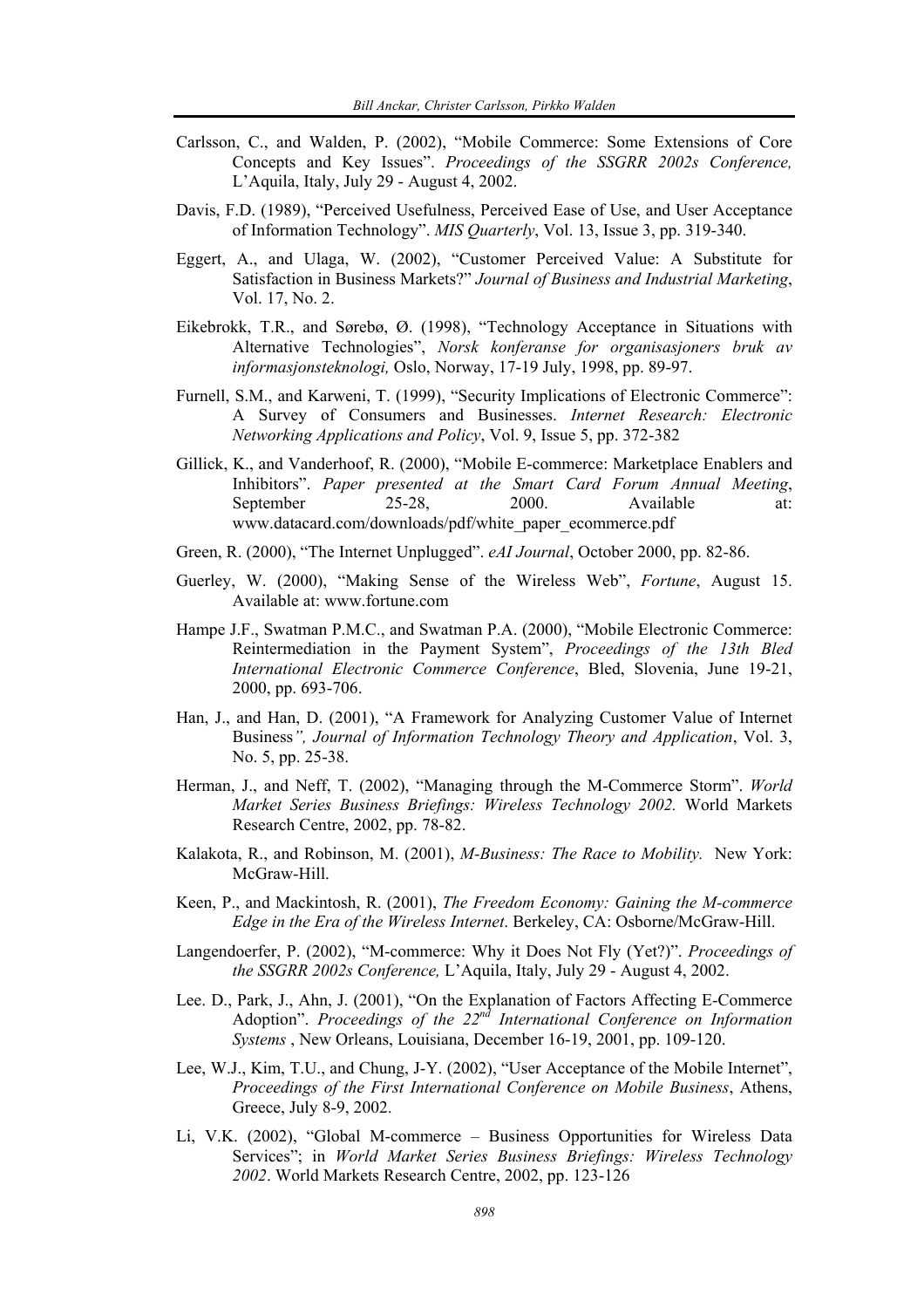Carlsson, C., and Walden, P. (2002), "Mobile Commerce: Some Extensions of Core Concepts and Key Issues". *Proceedings of the SSGRR 2002s Conference,* L'Aquila, Italy, July 29 - August 4, 2002.

Davis, F.D. (1989), "Perceived Usefulness, Perceived Ease of Use, and User Acceptance of Information Technology". *MIS Quarterly*, Vol. 13, Issue 3, pp. 319-340.

Eggert, A., and Ulaga, W. (2002), "Customer Perceived Value: A Substitute for Satisfaction in Business Markets?" *Journal of Business and Industrial Marketing*, Vol. 17, No. 2.

Eikebrokk, T.R., and Sørebø, Ø. (1998), "Technology Acceptance in Situations with Alternative Technologies", *Norsk konferanse for organisasjoners bruk av informasjonsteknologi,* Oslo, Norway, 17-19 July, 1998, pp. 89-97.

Furnell, S.M., and Karweni, T. (1999), "Security Implications of Electronic Commerce": A Survey of Consumers and Businesses. *Internet Research: Electronic Networking Applications and Policy*, Vol. 9, Issue 5, pp. 372-382

Gillick, K., and Vanderhoof, R. (2000), "Mobile E-commerce: Marketplace Enablers and Inhibitors". *Paper presented at the Smart Card Forum Annual Meeting*, September 25-28, 2000. Available at: www.datacard.com/downloads/pdf/white_paper_ecommerce.pdf

Green, R. (2000), "The Internet Unplugged". *eAI Journal*, October 2000, pp. 82-86.

Guerley, W. (2000), "Making Sense of the Wireless Web", *Fortune*, August 15. Available at: www.fortune.com

Hampe J.F., Swatman P.M.C., and Swatman P.A. (2000), "Mobile Electronic Commerce: Reintermediation in the Payment System", *Proceedings of the 13th Bled International Electronic Commerce Conference*, Bled, Slovenia, June 19-21, 2000, pp. 693-706.

Han, J., and Han, D. (2001), "A Framework for Analyzing Customer Value of Internet Business*", Journal of Information Technology Theory and Application*, Vol. 3, No. 5, pp. 25-38.

Herman, J., and Neff, T. (2002), "Managing through the M-Commerce Storm". *World Market Series Business Briefings: Wireless Technology 2002.* World Markets Research Centre, 2002, pp. 78-82.

Kalakota, R., and Robinson, M. (2001), *M-Business: The Race to Mobility.* New York: McGraw-Hill.

Keen, P., and Mackintosh, R. (2001), *The Freedom Economy: Gaining the M-commerce Edge in the Era of the Wireless Internet*. Berkeley, CA: Osborne/McGraw-Hill.

Langendoerfer, P. (2002), "M-commerce: Why it Does Not Fly (Yet?)". *Proceedings of the SSGRR 2002s Conference,* L'Aquila, Italy, July 29 - August 4, 2002.

Lee. D., Park, J., Ahn, J. (2001), "On the Explanation of Factors Affecting E-Commerce Adoption". *Proceedings of the 22nd International Conference on Information Systems* , New Orleans, Louisiana, December 16-19, 2001, pp. 109-120.

Lee, W.J., Kim, T.U., and Chung, J-Y. (2002), "User Acceptance of the Mobile Internet", *Proceedings of the First International Conference on Mobile Business*, Athens, Greece, July 8-9, 2002.

Li, V.K. (2002), "Global M-commerce – Business Opportunities for Wireless Data Services"; in *World Market Series Business Briefings: Wireless Technology 2002*. World Markets Research Centre, 2002, pp. 123-126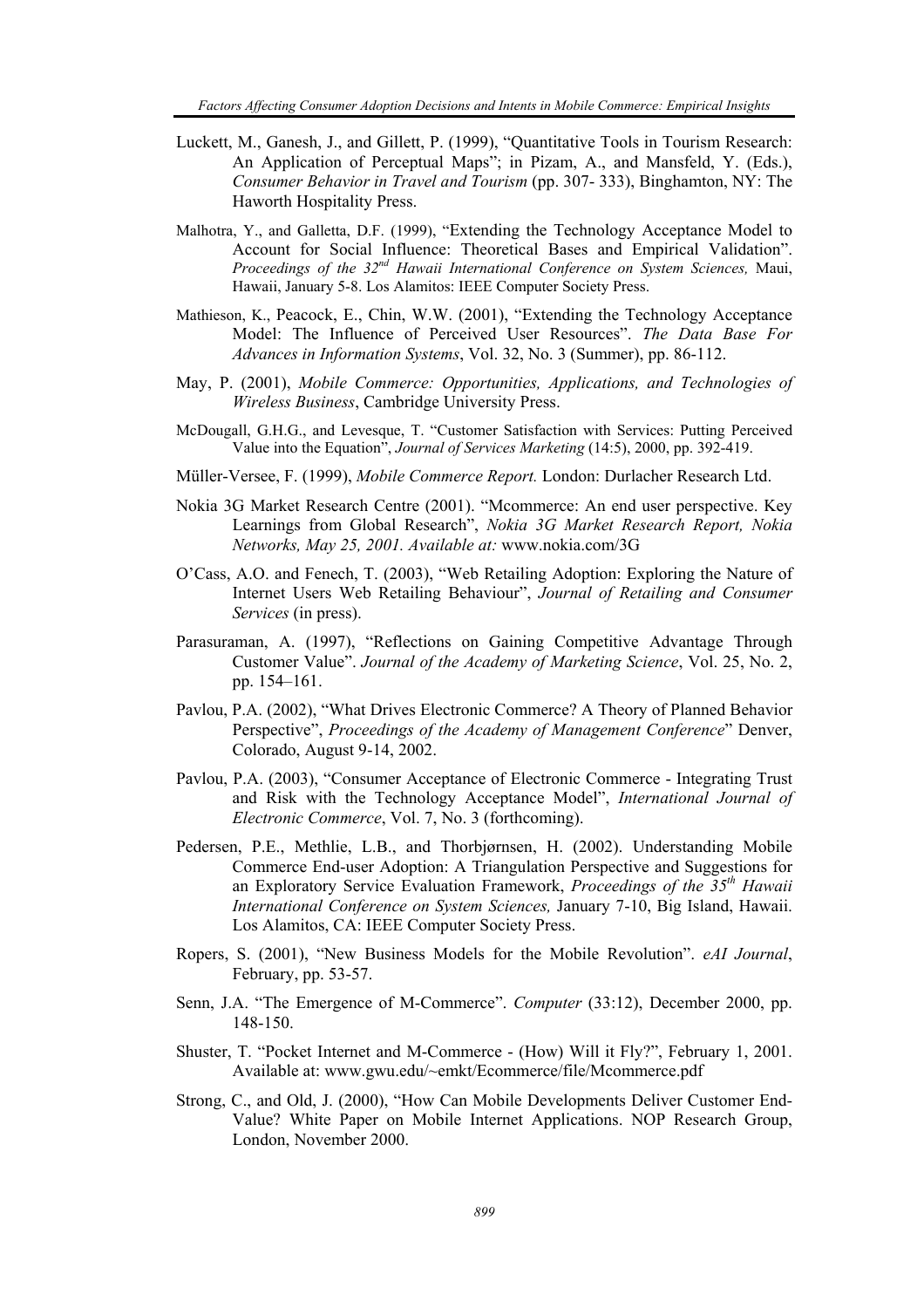Luckett, M., Ganesh, J., and Gillett, P. (1999), “Quantitative Tools in Tourism Research: An Application of Perceptual Maps”; in Pizam, A., and Mansfeld, Y. (Eds.), *Consumer Behavior in Travel and Tourism* (pp. 307- 333), Binghamton, NY: The Haworth Hospitality Press.

Malhotra, Y., and Galletta, D.F. (1999), “Extending the Technology Acceptance Model to Account for Social Influence: Theoretical Bases and Empirical Validation”. *Proceedings of the 32nd Hawaii International Conference on System Sciences,* Maui, Hawaii, January 5-8. Los Alamitos: IEEE Computer Society Press.

Mathieson, K., Peacock, E., Chin, W.W. (2001), “Extending the Technology Acceptance Model: The Influence of Perceived User Resources”. *The Data Base For Advances in Information Systems*, Vol. 32, No. 3 (Summer), pp. 86-112.

May, P. (2001), *Mobile Commerce: Opportunities, Applications, and Technologies of Wireless Business*, Cambridge University Press.

McDougall, G.H.G., and Levesque, T. “Customer Satisfaction with Services: Putting Perceived Value into the Equation”, *Journal of Services Marketing* (14:5), 2000, pp. 392-419.

Müller-Versee, F. (1999), *Mobile Commerce Report.* London: Durlacher Research Ltd.

Nokia 3G Market Research Centre (2001). “Mcommerce: An end user perspective. Key Learnings from Global Research”, *Nokia 3G Market Research Report, Nokia Networks, May 25, 2001. Available at:* www.nokia.com/3G

O’Cass, A.O. and Fenech, T. (2003), “Web Retailing Adoption: Exploring the Nature of Internet Users Web Retailing Behaviour”, *Journal of Retailing and Consumer Services* (in press).

Parasuraman, A. (1997), “Reflections on Gaining Competitive Advantage Through Customer Value”. *Journal of the Academy of Marketing Science*, Vol. 25, No. 2, pp. 154–161.

Pavlou, P.A. (2002), “What Drives Electronic Commerce? A Theory of Planned Behavior Perspective”, *Proceedings of the Academy of Management Conference*” Denver, Colorado, August 9-14, 2002.

Pavlou, P.A. (2003), “Consumer Acceptance of Electronic Commerce - Integrating Trust and Risk with the Technology Acceptance Model”, *International Journal of Electronic Commerce*, Vol. 7, No. 3 (forthcoming).

Pedersen, P.E., Methlie, L.B., and Thorbjørnsen, H. (2002). Understanding Mobile Commerce End-user Adoption: A Triangulation Perspective and Suggestions for an Exploratory Service Evaluation Framework, *Proceedings of the 35th Hawaii International Conference on System Sciences,* January 7-10, Big Island, Hawaii. Los Alamitos, CA: IEEE Computer Society Press.

Ropers, S. (2001), “New Business Models for the Mobile Revolution”. *eAI Journal*, February, pp. 53-57.

Senn, J.A. “The Emergence of M-Commerce”. *Computer* (33:12), December 2000, pp. 148-150.

Shuster, T. “Pocket Internet and M-Commerce - (How) Will it Fly?”, February 1, 2001. Available at: www.gwu.edu/~emkt/Ecommerce/file/Mcommerce.pdf

Strong, C., and Old, J. (2000), “How Can Mobile Developments Deliver Customer End-Value? White Paper on Mobile Internet Applications. NOP Research Group, London, November 2000.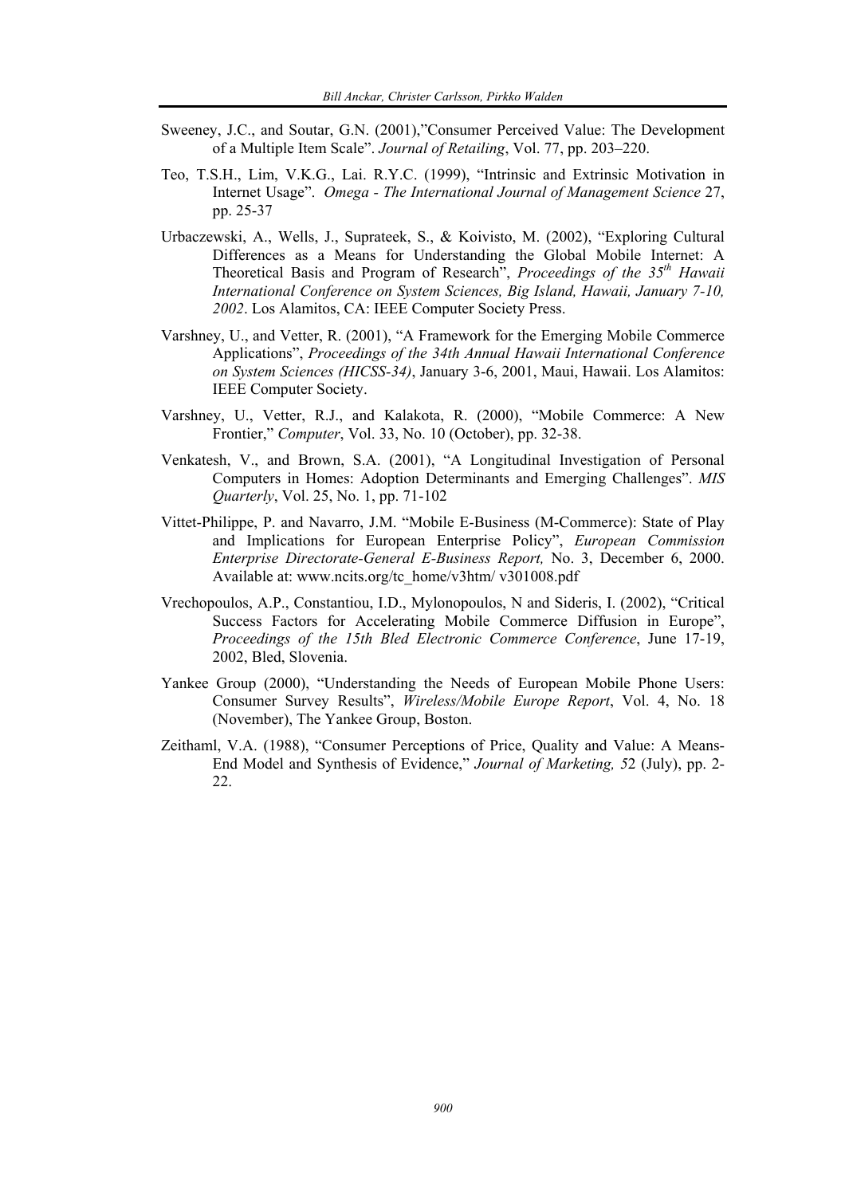Sweeney, J.C., and Soutar, G.N. (2001),"Consumer Perceived Value: The Development of a Multiple Item Scale". *Journal of Retailing*, Vol. 77, pp. 203–220.

Teo, T.S.H., Lim, V.K.G., Lai. R.Y.C. (1999), "Intrinsic and Extrinsic Motivation in Internet Usage". *Omega - The International Journal of Management Science* 27, pp. 25-37

Urbaczewski, A., Wells, J., Suprateek, S., & Koivisto, M. (2002), "Exploring Cultural Differences as a Means for Understanding the Global Mobile Internet: A Theoretical Basis and Program of Research", *Proceedings of the 35th Hawaii International Conference on System Sciences, Big Island, Hawaii, January 7-10, 2002*. Los Alamitos, CA: IEEE Computer Society Press.

Varshney, U., and Vetter, R. (2001), "A Framework for the Emerging Mobile Commerce Applications", *Proceedings of the 34th Annual Hawaii International Conference on System Sciences (HICSS-34)*, January 3-6, 2001, Maui, Hawaii. Los Alamitos: IEEE Computer Society.

Varshney, U., Vetter, R.J., and Kalakota, R. (2000), "Mobile Commerce: A New Frontier," *Computer*, Vol. 33, No. 10 (October), pp. 32-38.

Venkatesh, V., and Brown, S.A. (2001), "A Longitudinal Investigation of Personal Computers in Homes: Adoption Determinants and Emerging Challenges". *MIS Quarterly*, Vol. 25, No. 1, pp. 71-102

Vittet-Philippe, P. and Navarro, J.M. "Mobile E-Business (M-Commerce): State of Play and Implications for European Enterprise Policy", *European Commission Enterprise Directorate-General E-Business Report,* No. 3, December 6, 2000. Available at: www.ncits.org/tc_home/v3htm/ v301008.pdf

Vrechopoulos, A.P., Constantiou, I.D., Mylonopoulos, N and Sideris, I. (2002), "Critical Success Factors for Accelerating Mobile Commerce Diffusion in Europe", *Proceedings of the 15th Bled Electronic Commerce Conference*, June 17-19, 2002, Bled, Slovenia.

Yankee Group (2000), "Understanding the Needs of European Mobile Phone Users: Consumer Survey Results", *Wireless/Mobile Europe Report*, Vol. 4, No. 18 (November), The Yankee Group, Boston.

Zeithaml, V.A. (1988), "Consumer Perceptions of Price, Quality and Value: A Means-End Model and Synthesis of Evidence," *Journal of Marketing, 5*2 (July), pp. 2-22.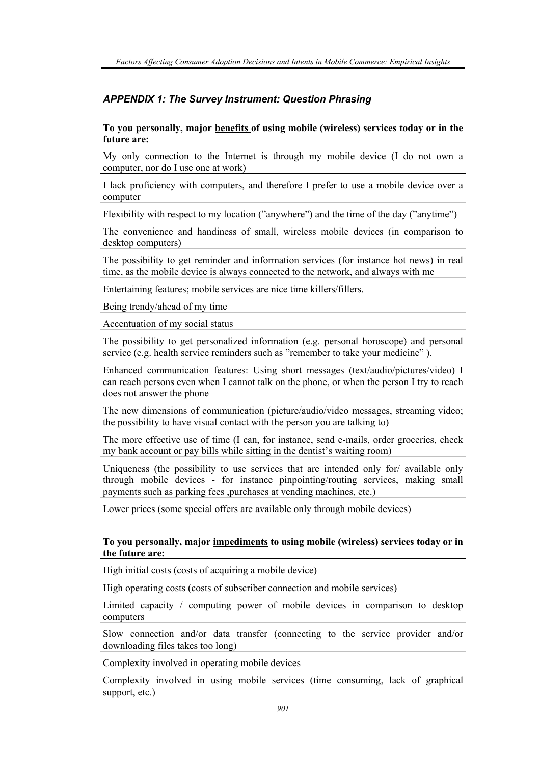### *APPENDIX 1: The Survey Instrument: Question Phrasing*

| **To you personally, major <u>benefits</u> of using mobile (wireless) services today or in the future are:** |
|---|
| My only connection to the Internet is through my mobile device (I do not own a computer, nor do I use one at work) |
| I lack proficiency with computers, and therefore I prefer to use a mobile device over a computer |
| Flexibility with respect to my location ("anywhere") and the time of the day ("anytime") |
| The convenience and handiness of small, wireless mobile devices (in comparison to desktop computers) |
| The possibility to get reminder and information services (for instance hot news) in real time, as the mobile device is always connected to the network, and always with me |
| Entertaining features; mobile services are nice time killers/fillers. |
| Being trendy/ahead of my time |
| Accentuation of my social status |
| The possibility to get personalized information (e.g. personal horoscope) and personal service (e.g. health service reminders such as "remember to take your medicine" ). |
| Enhanced communication features: Using short messages (text/audio/pictures/video) I can reach persons even when I cannot talk on the phone, or when the person I try to reach does not answer the phone |
| The new dimensions of communication (picture/audio/video messages, streaming video; the possibility to have visual contact with the person you are talking to) |
| The more effective use of time (I can, for instance, send e-mails, order groceries, check my bank account or pay bills while sitting in the dentist's waiting room) |
| Uniqueness (the possibility to use services that are intended only for/ available only through mobile devices - for instance pinpointing/routing services, making small payments such as parking fees ,purchases at vending machines, etc.) |
| Lower prices (some special offers are available only through mobile devices) |

| **To you personally, major <u>impediments</u> to using mobile (wireless) services today or in the future are:** |
|---|
| High initial costs (costs of acquiring a mobile device) |
| High operating costs (costs of subscriber connection and mobile services) |
| Limited capacity / computing power of mobile devices in comparison to desktop computers |
| Slow connection and/or data transfer (connecting to the service provider and/or downloading files takes too long) |
| Complexity involved in operating mobile devices |
| Complexity involved in using mobile services (time consuming, lack of graphical support, etc.) |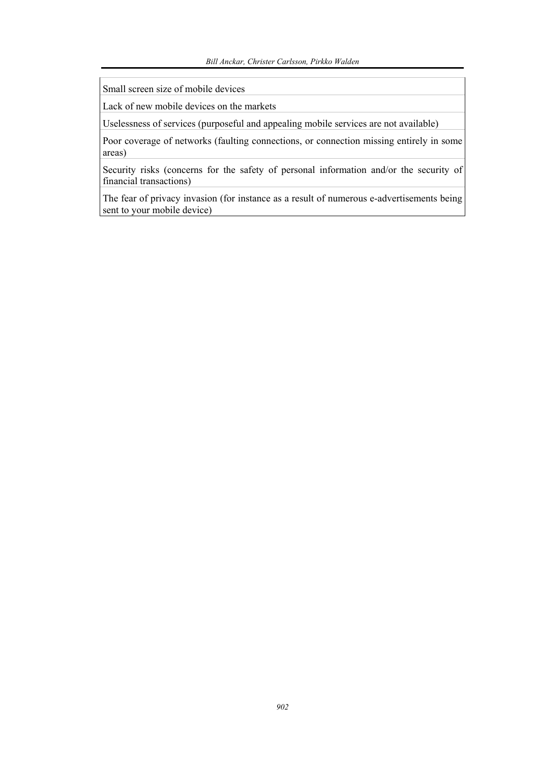| |
|---|
| Small screen size of mobile devices |
| Lack of new mobile devices on the markets |
| Uselessness of services (purposeful and appealing mobile services are not available) |
| Poor coverage of networks (faulting connections, or connection missing entirely in some areas) |
| Security risks (concerns for the safety of personal information and/or the security of financial transactions) |
| The fear of privacy invasion (for instance as a result of numerous e-advertisements being sent to your mobile device) |